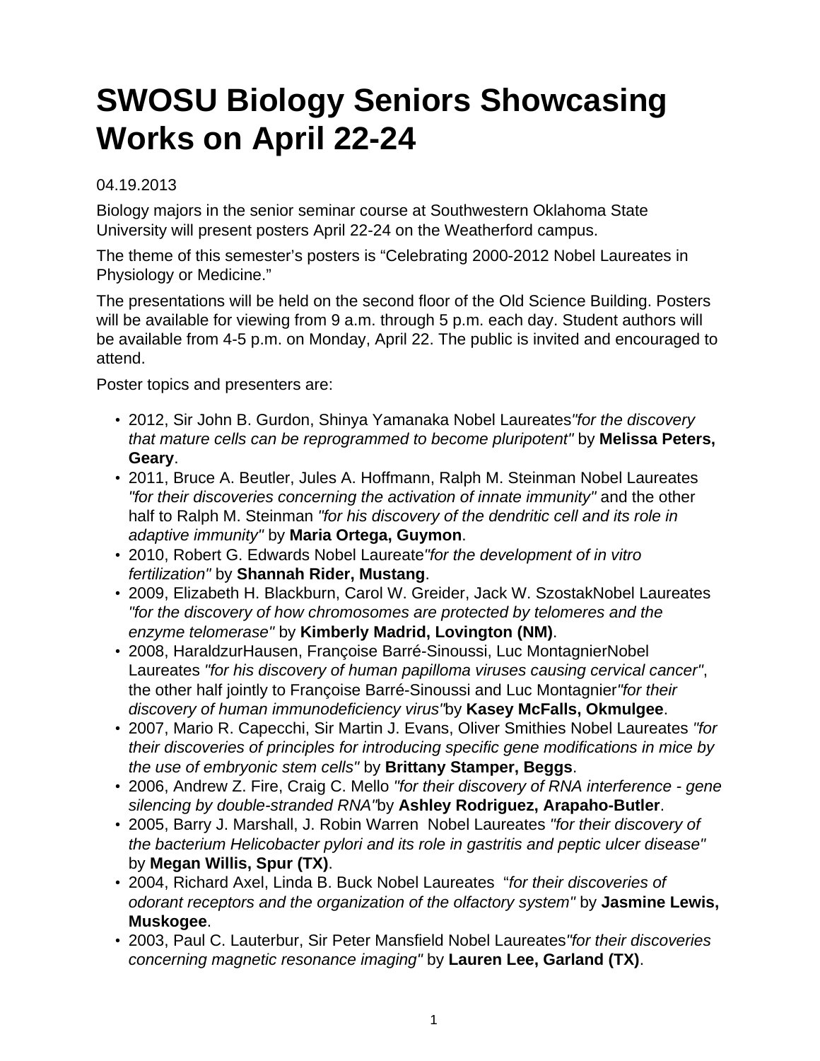# SWOSU Biology Seniors Showcasing Works on April 22-24

04.19.2013

Biology majors in the senior seminar course at Southwestern Oklahoma State University will present posters April 22-24 on the Weatherford campus.

The theme of this semester's posters is "Celebrating 2000-2012 Nobel Laureates in Physiology or Medicine."

The presentations will be held on the second floor of the Old Science Building. Posters will be available for viewing from 9 a.m. through 5 p.m. each day. Student authors will be available from 4-5 p.m. on Monday, April 22. The public is invited and encouraged to attend.

Poster topics and presenters are:

- 2012, Sir John B. Gurdon, Shinya Yamanaka Nobel Laureates*"for the discovery that mature cells can be reprogrammed to become pluripotent"* by **Melissa Peters, Geary**.
- 2011, Bruce A. Beutler, Jules A. Hoffmann, Ralph M. Steinman Nobel Laureates *"for their discoveries concerning the activation of innate immunity"* and the other half to Ralph M. Steinman *"for his discovery of the dendritic cell and its role in adaptive immunity"* by **Maria Ortega, Guymon**.
- 2010, Robert G. Edwards Nobel Laureate*"for the development of in vitro fertilization"* by **Shannah Rider, Mustang**.
- 2009, Elizabeth H. Blackburn, Carol W. Greider, Jack W. SzostakNobel Laureates *"for the discovery of how chromosomes are protected by telomeres and the enzyme telomerase"* by **Kimberly Madrid, Lovington (NM)**.
- 2008, HaraldzurHausen, Françoise Barré-Sinoussi, Luc MontagnierNobel Laureates *"for his discovery of human papilloma viruses causing cervical cancer"*, the other half jointly to Françoise Barré-Sinoussi and Luc Montagnier*"for their discovery of human immunodeficiency virus"*by **Kasey McFalls, Okmulgee**.
- 2007, Mario R. Capecchi, Sir Martin J. Evans, Oliver Smithies Nobel Laureates *"for their discoveries of principles for introducing specific gene modifications in mice by the use of embryonic stem cells"* by **Brittany Stamper, Beggs**.
- 2006, Andrew Z. Fire, Craig C. Mello *"for their discovery of RNA interference - gene silencing by double-stranded RNA"*by **Ashley Rodriguez, Arapaho-Butler**.
- 2005, Barry J. Marshall, J. Robin Warren Nobel Laureates *"for their discovery of the bacterium Helicobacter pylori and its role in gastritis and peptic ulcer disease"* by **Megan Willis, Spur (TX)**.
- 2004, Richard Axel, Linda B. Buck Nobel Laureates "*for their discoveries of odorant receptors and the organization of the olfactory system"* by **Jasmine Lewis, Muskogee**.
- 2003, Paul C. Lauterbur, Sir Peter Mansfield Nobel Laureates*"for their discoveries concerning magnetic resonance imaging"* by **Lauren Lee, Garland (TX)**.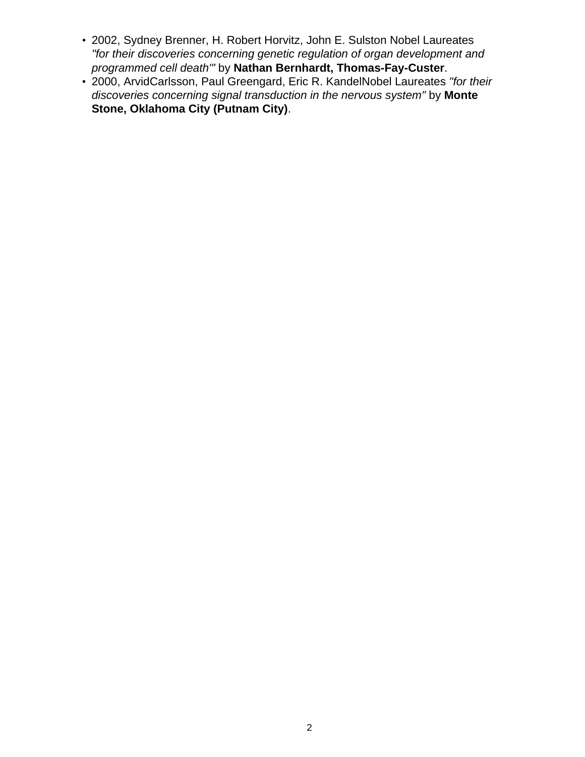- 2002, Sydney Brenner, H. Robert Horvitz, John E. Sulston Nobel Laureates *"for their discoveries concerning genetic regulation of organ development and programmed cell death'"* by **Nathan Bernhardt, Thomas-Fay-Custer**.
- 2000, ArvidCarlsson, Paul Greengard, Eric R. KandelNobel Laureates *"for their discoveries concerning signal transduction in the nervous system"* by **Monte Stone, Oklahoma City (Putnam City)**.